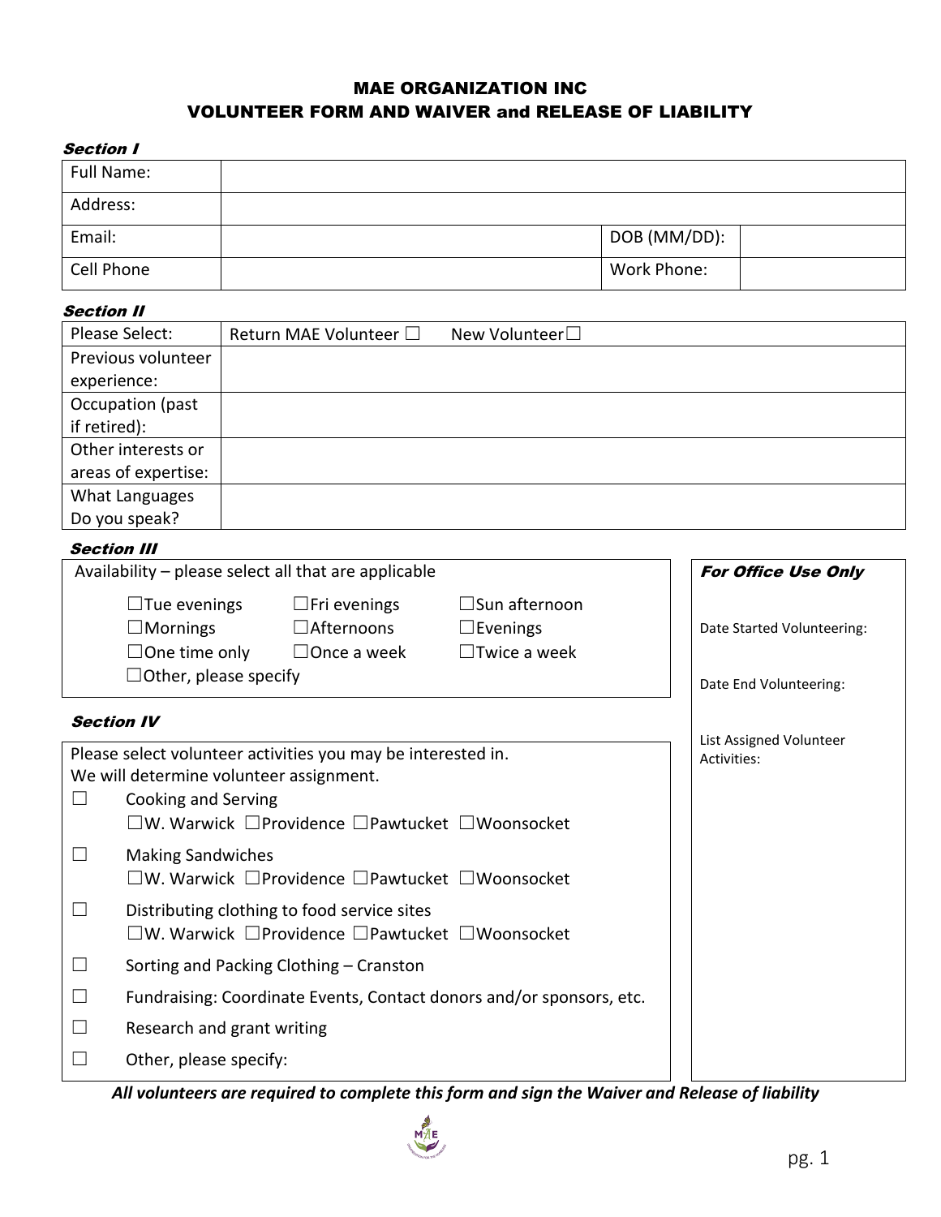# MAE ORGANIZATION INC
## VOLUNTEER FORM AND WAIVER and RELEASE OF LIABILITY

***Section I***

| Full Name: | | | |
|---|---|---|---|
| Address: | | | |
| Email: | | DOB (MM/DD): | |
| Cell Phone | | Work Phone: | |

***Section II***

| Please Select: | Return MAE Volunteer ☐ New Volunteer☐ |
|---|---|
| Previous volunteer experience: | |
| Occupation (past if retired): | |
| Other interests or areas of expertise: | |
| What Languages Do you speak? | |

***Section III***

Availability – please select all that are applicable

| | | |
|---|---|---|
| ☐Tue evenings | ☐Fri evenings | ☐Sun afternoon |
| ☐Mornings | ☐Afternoons | ☐Evenings |
| ☐One time only | ☐Once a week | ☐Twice a week |
| ☐Other, please specify | | |

***Section IV***

Please select volunteer activities you may be interested in.
We will determine volunteer assignment.

- ☐ Cooking and Serving
  ☐W. Warwick ☐Providence ☐Pawtucket ☐Woonsocket
- ☐ Making Sandwiches
  ☐W. Warwick ☐Providence ☐Pawtucket ☐Woonsocket
- ☐ Distributing clothing to food service sites
  ☐W. Warwick ☐Providence ☐Pawtucket ☐Woonsocket
- ☐ Sorting and Packing Clothing – Cranston
- ☐ Fundraising: Coordinate Events, Contact donors and/or sponsors, etc.
- ☐ Research and grant writing
- ☐ Other, please specify:

***For Office Use Only***

Date Started Volunteering:

Date End Volunteering:

List Assigned Volunteer Activities:

***All volunteers are required to complete this form and sign the Waiver and Release of liability***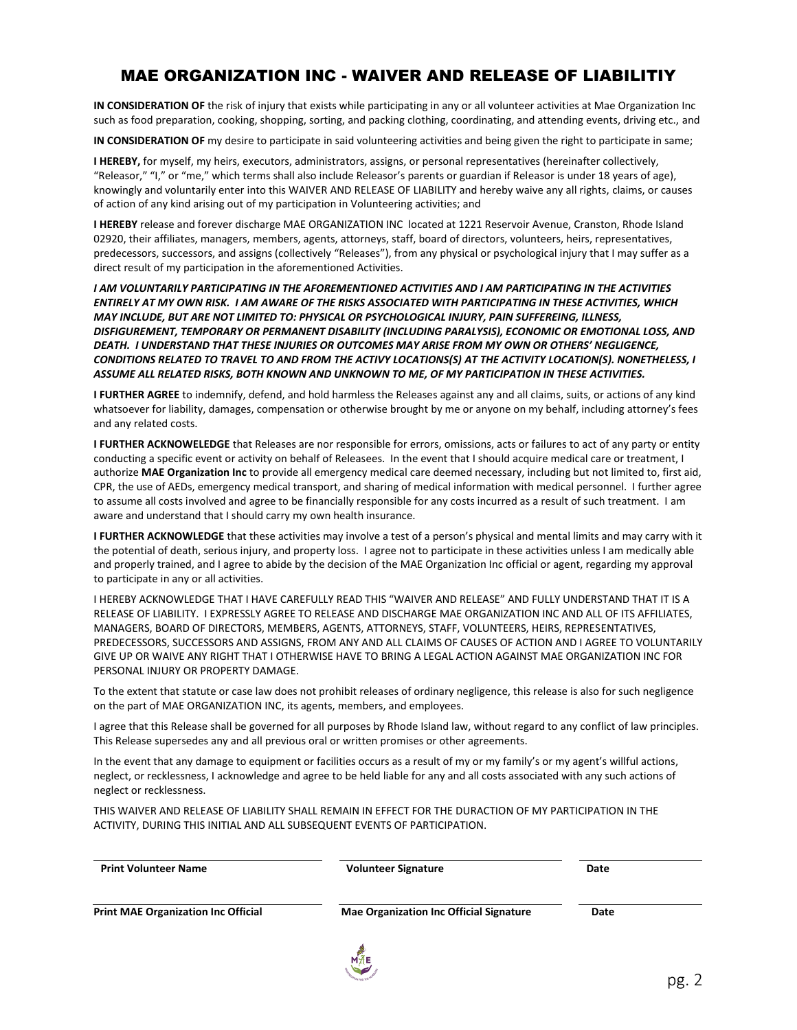# MAE ORGANIZATION INC - WAIVER AND RELEASE OF LIABILITIY

**IN CONSIDERATION OF** the risk of injury that exists while participating in any or all volunteer activities at Mae Organization Inc such as food preparation, cooking, shopping, sorting, and packing clothing, coordinating, and attending events, driving etc., and

**IN CONSIDERATION OF** my desire to participate in said volunteering activities and being given the right to participate in same;

**I HEREBY,** for myself, my heirs, executors, administrators, assigns, or personal representatives (hereinafter collectively, "Releasor," "I," or "me," which terms shall also include Releasor's parents or guardian if Releasor is under 18 years of age), knowingly and voluntarily enter into this WAIVER AND RELEASE OF LIABILITY and hereby waive any all rights, claims, or causes of action of any kind arising out of my participation in Volunteering activities; and

**I HEREBY** release and forever discharge MAE ORGANIZATION INC located at 1221 Reservoir Avenue, Cranston, Rhode Island 02920, their affiliates, managers, members, agents, attorneys, staff, board of directors, volunteers, heirs, representatives, predecessors, successors, and assigns (collectively "Releases"), from any physical or psychological injury that I may suffer as a direct result of my participation in the aforementioned Activities.

***I AM VOLUNTARILY PARTICIPATING IN THE AFOREMENTIONED ACTIVITIES AND I AM PARTICIPATING IN THE ACTIVITIES ENTIRELY AT MY OWN RISK. I AM AWARE OF THE RISKS ASSOCIATED WITH PARTICIPATING IN THESE ACTIVITIES, WHICH MAY INCLUDE, BUT ARE NOT LIMITED TO: PHYSICAL OR PSYCHOLOGICAL INJURY, PAIN SUFFEREING, ILLNESS, DISFIGUREMENT, TEMPORARY OR PERMANENT DISABILITY (INCLUDING PARALYSIS), ECONOMIC OR EMOTIONAL LOSS, AND DEATH. I UNDERSTAND THAT THESE INJURIES OR OUTCOMES MAY ARISE FROM MY OWN OR OTHERS' NEGLIGENCE, CONDITIONS RELATED TO TRAVEL TO AND FROM THE ACTIVY LOCATIONS(S) AT THE ACTIVITY LOCATION(S). NONETHELESS, I ASSUME ALL RELATED RISKS, BOTH KNOWN AND UNKNOWN TO ME, OF MY PARTICIPATION IN THESE ACTIVITIES.***

**I FURTHER AGREE** to indemnify, defend, and hold harmless the Releases against any and all claims, suits, or actions of any kind whatsoever for liability, damages, compensation or otherwise brought by me or anyone on my behalf, including attorney's fees and any related costs.

**I FURTHER ACKNOWELEDGE** that Releases are nor responsible for errors, omissions, acts or failures to act of any party or entity conducting a specific event or activity on behalf of Releasees. In the event that I should acquire medical care or treatment, I authorize **MAE Organization Inc** to provide all emergency medical care deemed necessary, including but not limited to, first aid, CPR, the use of AEDs, emergency medical transport, and sharing of medical information with medical personnel. I further agree to assume all costs involved and agree to be financially responsible for any costs incurred as a result of such treatment. I am aware and understand that I should carry my own health insurance.

**I FURTHER ACKNOWLEDGE** that these activities may involve a test of a person's physical and mental limits and may carry with it the potential of death, serious injury, and property loss. I agree not to participate in these activities unless I am medically able and properly trained, and I agree to abide by the decision of the MAE Organization Inc official or agent, regarding my approval to participate in any or all activities.

I HEREBY ACKNOWLEDGE THAT I HAVE CAREFULLY READ THIS "WAIVER AND RELEASE" AND FULLY UNDERSTAND THAT IT IS A RELEASE OF LIABILITY. I EXPRESSLY AGREE TO RELEASE AND DISCHARGE MAE ORGANIZATION INC AND ALL OF ITS AFFILIATES, MANAGERS, BOARD OF DIRECTORS, MEMBERS, AGENTS, ATTORNEYS, STAFF, VOLUNTEERS, HEIRS, REPRESENTATIVES, PREDECESSORS, SUCCESSORS AND ASSIGNS, FROM ANY AND ALL CLAIMS OF CAUSES OF ACTION AND I AGREE TO VOLUNTARILY GIVE UP OR WAIVE ANY RIGHT THAT I OTHERWISE HAVE TO BRING A LEGAL ACTION AGAINST MAE ORGANIZATION INC FOR PERSONAL INJURY OR PROPERTY DAMAGE.

To the extent that statute or case law does not prohibit releases of ordinary negligence, this release is also for such negligence on the part of MAE ORGANIZATION INC, its agents, members, and employees.

I agree that this Release shall be governed for all purposes by Rhode Island law, without regard to any conflict of law principles. This Release supersedes any and all previous oral or written promises or other agreements.

In the event that any damage to equipment or facilities occurs as a result of my or my family's or my agent's willful actions, neglect, or recklessness, I acknowledge and agree to be held liable for any and all costs associated with any such actions of neglect or recklessness.

THIS WAIVER AND RELEASE OF LIABILITY SHALL REMAIN IN EFFECT FOR THE DURACTION OF MY PARTICIPATION IN THE ACTIVITY, DURING THIS INITIAL AND ALL SUBSEQUENT EVENTS OF PARTICIPATION.

| **Print Volunteer Name** | **Volunteer Signature** | **Date** |
|---|---|---|
| **Print MAE Organization Inc Official** | **Mae Organization Inc Official Signature** | **Date** |